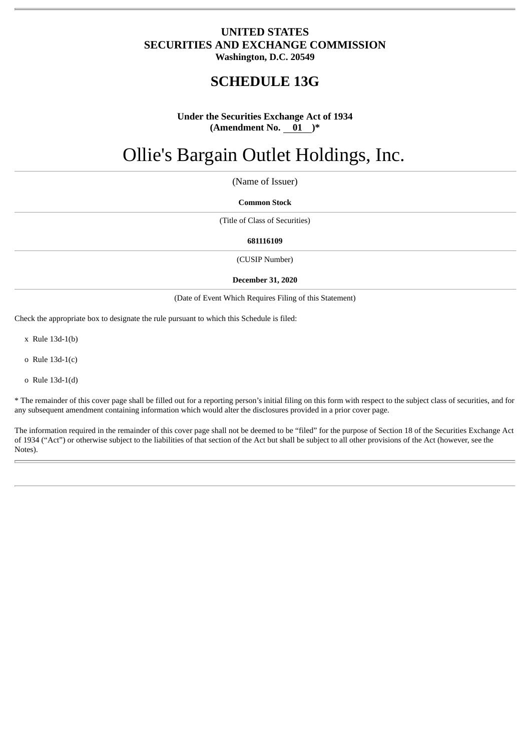**UNITED STATES**
**SECURITIES AND EXCHANGE COMMISSION**
**Washington, D.C. 20549**

# SCHEDULE 13G

**Under the Securities Exchange Act of 1934**
**(Amendment No. 01 )***

## Ollie's Bargain Outlet Holdings, Inc.

(Name of Issuer)

**Common Stock**

(Title of Class of Securities)

**681116109**

(CUSIP Number)

**December 31, 2020**

(Date of Event Which Requires Filing of this Statement)

Check the appropriate box to designate the rule pursuant to which this Schedule is filed:

x Rule 13d-1(b)

o Rule 13d-1(c)

o Rule 13d-1(d)

* The remainder of this cover page shall be filled out for a reporting person's initial filing on this form with respect to the subject class of securities, and for any subsequent amendment containing information which would alter the disclosures provided in a prior cover page.

The information required in the remainder of this cover page shall not be deemed to be "filed" for the purpose of Section 18 of the Securities Exchange Act of 1934 ("Act") or otherwise subject to the liabilities of that section of the Act but shall be subject to all other provisions of the Act (however, see the Notes).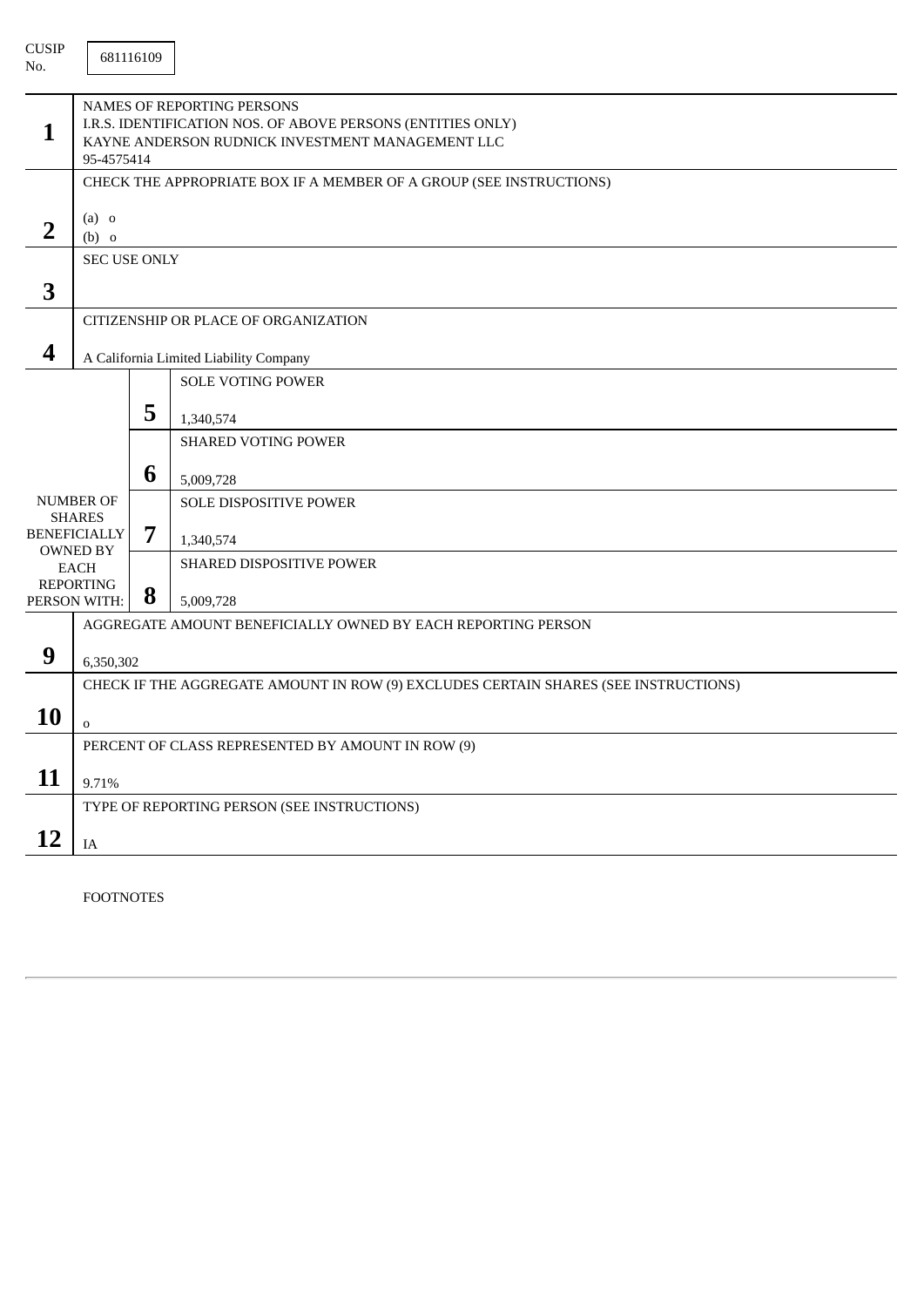CUSIP No. 681116109

| | | | |
|---|---|---|---|
| **1** | NAMES OF REPORTING PERSONS<br>I.R.S. IDENTIFICATION NOS. OF ABOVE PERSONS (ENTITIES ONLY)<br>KAYNE ANDERSON RUDNICK INVESTMENT MANAGEMENT LLC<br>95-4575414 | | |
| **2** | CHECK THE APPROPRIATE BOX IF A MEMBER OF A GROUP (SEE INSTRUCTIONS)<br>(a) o<br>(b) o | | |
| **3** | SEC USE ONLY | | |
| **4** | CITIZENSHIP OR PLACE OF ORGANIZATION<br>A California Limited Liability Company | | |
| NUMBER OF SHARES BENEFICIALLY OWNED BY EACH REPORTING PERSON WITH: | | **5** | SOLE VOTING POWER<br>1,340,574 |
| | | **6** | SHARED VOTING POWER<br>5,009,728 |
| | | **7** | SOLE DISPOSITIVE POWER<br>1,340,574 |
| | | **8** | SHARED DISPOSITIVE POWER<br>5,009,728 |
| **9** | AGGREGATE AMOUNT BENEFICIALLY OWNED BY EACH REPORTING PERSON<br>6,350,302 | | |
| **10** | CHECK IF THE AGGREGATE AMOUNT IN ROW (9) EXCLUDES CERTAIN SHARES (SEE INSTRUCTIONS)<br>o | | |
| **11** | PERCENT OF CLASS REPRESENTED BY AMOUNT IN ROW (9)<br>9.71% | | |
| **12** | TYPE OF REPORTING PERSON (SEE INSTRUCTIONS)<br>IA | | |

FOOTNOTES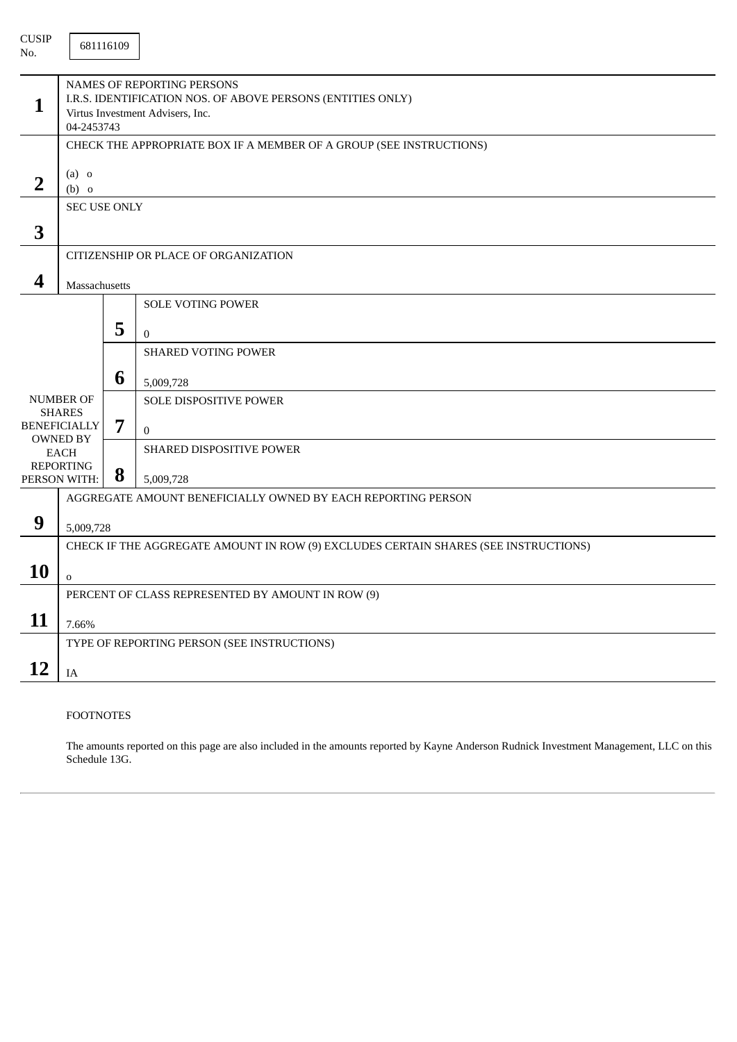CUSIP No. 681116109

| | | | |
|---|---|---|---|
| 1 | NAMES OF REPORTING PERSONS<br>I.R.S. IDENTIFICATION NOS. OF ABOVE PERSONS (ENTITIES ONLY)<br>Virtus Investment Advisers, Inc.<br>04-2453743 | | |
| 2 | CHECK THE APPROPRIATE BOX IF A MEMBER OF A GROUP (SEE INSTRUCTIONS)<br>(a) o<br>(b) o | | |
| 3 | SEC USE ONLY | | |
| 4 | CITIZENSHIP OR PLACE OF ORGANIZATION<br>Massachusetts | | |
| NUMBER OF SHARES BENEFICIALLY OWNED BY EACH REPORTING PERSON WITH: | 5 | SOLE VOTING POWER<br>0 | |
| | 6 | SHARED VOTING POWER<br>5,009,728 | |
| | 7 | SOLE DISPOSITIVE POWER<br>0 | |
| | 8 | SHARED DISPOSITIVE POWER<br>5,009,728 | |
| 9 | AGGREGATE AMOUNT BENEFICIALLY OWNED BY EACH REPORTING PERSON<br>5,009,728 | | |
| 10 | CHECK IF THE AGGREGATE AMOUNT IN ROW (9) EXCLUDES CERTAIN SHARES (SEE INSTRUCTIONS)<br>o | | |
| 11 | PERCENT OF CLASS REPRESENTED BY AMOUNT IN ROW (9)<br>7.66% | | |
| 12 | TYPE OF REPORTING PERSON (SEE INSTRUCTIONS)<br>IA | | |

FOOTNOTES

The amounts reported on this page are also included in the amounts reported by Kayne Anderson Rudnick Investment Management, LLC on this Schedule 13G.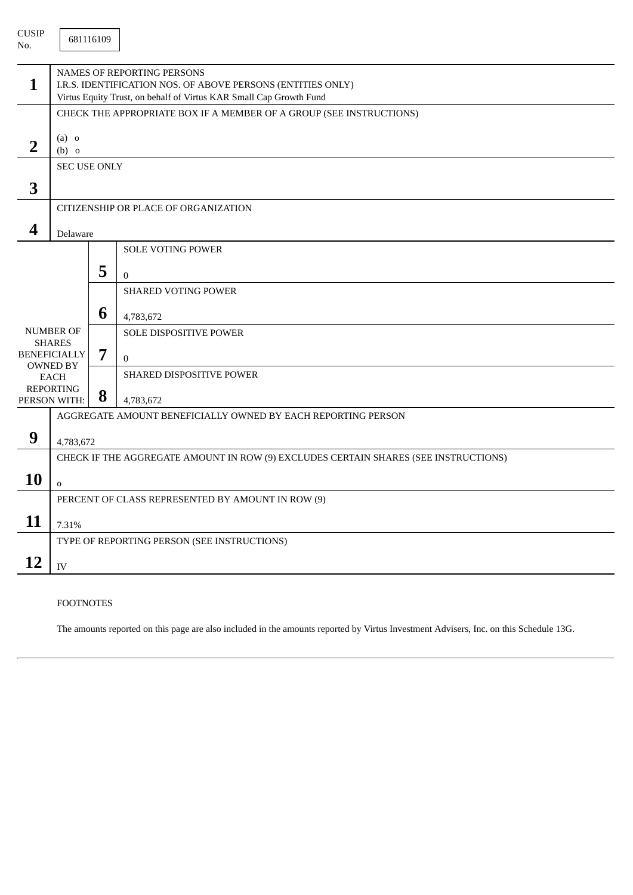CUSIP No. 681116109

| | | | |
|---|---|---|---|
| **1** | NAMES OF REPORTING PERSONS<br>I.R.S. IDENTIFICATION NOS. OF ABOVE PERSONS (ENTITIES ONLY)<br>Virtus Equity Trust, on behalf of Virtus KAR Small Cap Growth Fund | | |
| **2** | CHECK THE APPROPRIATE BOX IF A MEMBER OF A GROUP (SEE INSTRUCTIONS)<br>(a) o<br>(b) o | | |
| **3** | SEC USE ONLY | | |
| **4** | CITIZENSHIP OR PLACE OF ORGANIZATION<br>Delaware | | |
| NUMBER OF SHARES BENEFICIALLY OWNED BY EACH REPORTING PERSON WITH: | **5** | SOLE VOTING POWER<br>0 | |
| | **6** | SHARED VOTING POWER<br>4,783,672 | |
| | **7** | SOLE DISPOSITIVE POWER<br>0 | |
| | **8** | SHARED DISPOSITIVE POWER<br>4,783,672 | |
| **9** | AGGREGATE AMOUNT BENEFICIALLY OWNED BY EACH REPORTING PERSON<br>4,783,672 | | |
| **10** | CHECK IF THE AGGREGATE AMOUNT IN ROW (9) EXCLUDES CERTAIN SHARES (SEE INSTRUCTIONS)<br>o | | |
| **11** | PERCENT OF CLASS REPRESENTED BY AMOUNT IN ROW (9)<br>7.31% | | |
| **12** | TYPE OF REPORTING PERSON (SEE INSTRUCTIONS)<br>IV | | |

FOOTNOTES

The amounts reported on this page are also included in the amounts reported by Virtus Investment Advisers, Inc. on this Schedule 13G.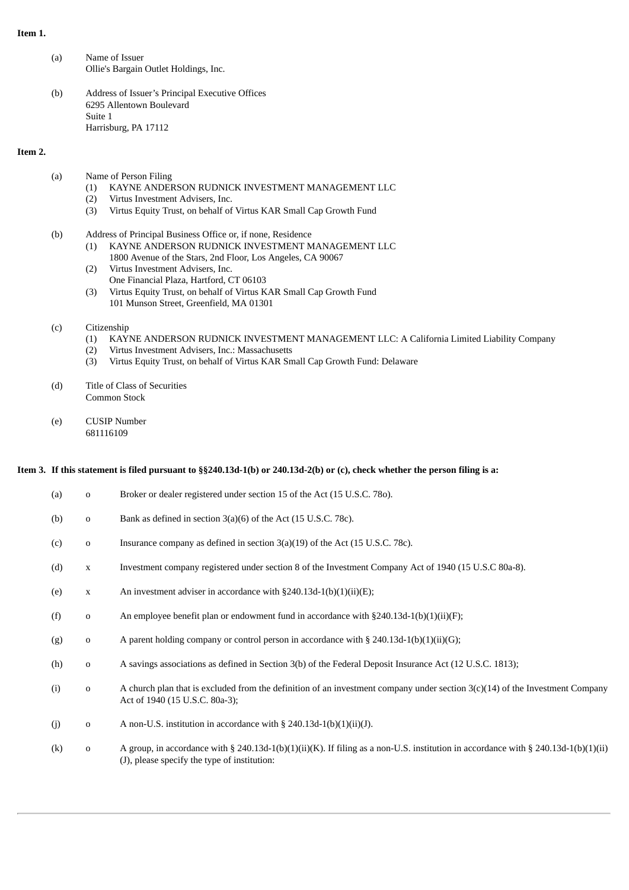**Item 1.**

(a) Name of Issuer
Ollie's Bargain Outlet Holdings, Inc.

(b) Address of Issuer's Principal Executive Offices
6295 Allentown Boulevard
Suite 1
Harrisburg, PA 17112

**Item 2.**

(a) Name of Person Filing
(1) KAYNE ANDERSON RUDNICK INVESTMENT MANAGEMENT LLC
(2) Virtus Investment Advisers, Inc.
(3) Virtus Equity Trust, on behalf of Virtus KAR Small Cap Growth Fund

(b) Address of Principal Business Office or, if none, Residence
(1) KAYNE ANDERSON RUDNICK INVESTMENT MANAGEMENT LLC
1800 Avenue of the Stars, 2nd Floor, Los Angeles, CA 90067
(2) Virtus Investment Advisers, Inc.
One Financial Plaza, Hartford, CT 06103
(3) Virtus Equity Trust, on behalf of Virtus KAR Small Cap Growth Fund
101 Munson Street, Greenfield, MA 01301

(c) Citizenship
(1) KAYNE ANDERSON RUDNICK INVESTMENT MANAGEMENT LLC: A California Limited Liability Company
(2) Virtus Investment Advisers, Inc.: Massachusetts
(3) Virtus Equity Trust, on behalf of Virtus KAR Small Cap Growth Fund: Delaware

(d) Title of Class of Securities
Common Stock

(e) CUSIP Number
681116109

**Item 3. If this statement is filed pursuant to §§240.13d-1(b) or 240.13d-2(b) or (c), check whether the person filing is a:**

(a) o Broker or dealer registered under section 15 of the Act (15 U.S.C. 78o).

(b) o Bank as defined in section 3(a)(6) of the Act (15 U.S.C. 78c).

(c) o Insurance company as defined in section 3(a)(19) of the Act (15 U.S.C. 78c).

(d) x Investment company registered under section 8 of the Investment Company Act of 1940 (15 U.S.C 80a-8).

(e) x An investment adviser in accordance with §240.13d-1(b)(1)(ii)(E);

(f) o An employee benefit plan or endowment fund in accordance with §240.13d-1(b)(1)(ii)(F);

(g) o A parent holding company or control person in accordance with § 240.13d-1(b)(1)(ii)(G);

(h) o A savings associations as defined in Section 3(b) of the Federal Deposit Insurance Act (12 U.S.C. 1813);

(i) o A church plan that is excluded from the definition of an investment company under section 3(c)(14) of the Investment Company Act of 1940 (15 U.S.C. 80a-3);

(j) o A non-U.S. institution in accordance with § 240.13d-1(b)(1)(ii)(J).

(k) o A group, in accordance with § 240.13d-1(b)(1)(ii)(K). If filing as a non-U.S. institution in accordance with § 240.13d-1(b)(1)(ii)(J), please specify the type of institution: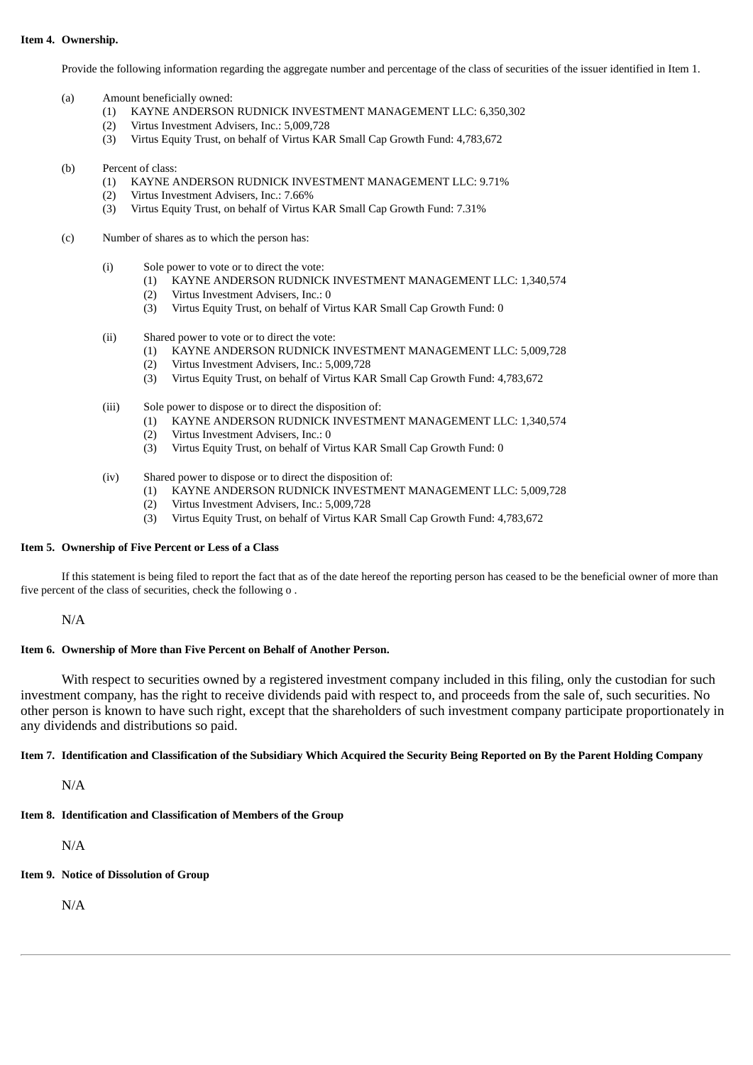**Item 4. Ownership.**

Provide the following information regarding the aggregate number and percentage of the class of securities of the issuer identified in Item 1.

(a) Amount beneficially owned:
  (1) KAYNE ANDERSON RUDNICK INVESTMENT MANAGEMENT LLC: 6,350,302
  (2) Virtus Investment Advisers, Inc.: 5,009,728
  (3) Virtus Equity Trust, on behalf of Virtus KAR Small Cap Growth Fund: 4,783,672

(b) Percent of class:
  (1) KAYNE ANDERSON RUDNICK INVESTMENT MANAGEMENT LLC: 9.71%
  (2) Virtus Investment Advisers, Inc.: 7.66%
  (3) Virtus Equity Trust, on behalf of Virtus KAR Small Cap Growth Fund: 7.31%

(c) Number of shares as to which the person has:

  (i) Sole power to vote or to direct the vote:
    (1) KAYNE ANDERSON RUDNICK INVESTMENT MANAGEMENT LLC: 1,340,574
    (2) Virtus Investment Advisers, Inc.: 0
    (3) Virtus Equity Trust, on behalf of Virtus KAR Small Cap Growth Fund: 0

  (ii) Shared power to vote or to direct the vote:
    (1) KAYNE ANDERSON RUDNICK INVESTMENT MANAGEMENT LLC: 5,009,728
    (2) Virtus Investment Advisers, Inc.: 5,009,728
    (3) Virtus Equity Trust, on behalf of Virtus KAR Small Cap Growth Fund: 4,783,672

  (iii) Sole power to dispose or to direct the disposition of:
    (1) KAYNE ANDERSON RUDNICK INVESTMENT MANAGEMENT LLC: 1,340,574
    (2) Virtus Investment Advisers, Inc.: 0
    (3) Virtus Equity Trust, on behalf of Virtus KAR Small Cap Growth Fund: 0

  (iv) Shared power to dispose or to direct the disposition of:
    (1) KAYNE ANDERSON RUDNICK INVESTMENT MANAGEMENT LLC: 5,009,728
    (2) Virtus Investment Advisers, Inc.: 5,009,728
    (3) Virtus Equity Trust, on behalf of Virtus KAR Small Cap Growth Fund: 4,783,672

**Item 5. Ownership of Five Percent or Less of a Class**

If this statement is being filed to report the fact that as of the date hereof the reporting person has ceased to be the beneficial owner of more than five percent of the class of securities, check the following o .

N/A

**Item 6. Ownership of More than Five Percent on Behalf of Another Person.**

With respect to securities owned by a registered investment company included in this filing, only the custodian for such investment company, has the right to receive dividends paid with respect to, and proceeds from the sale of, such securities. No other person is known to have such right, except that the shareholders of such investment company participate proportionately in any dividends and distributions so paid.

**Item 7. Identification and Classification of the Subsidiary Which Acquired the Security Being Reported on By the Parent Holding Company**

N/A

**Item 8. Identification and Classification of Members of the Group**

N/A

**Item 9. Notice of Dissolution of Group**

N/A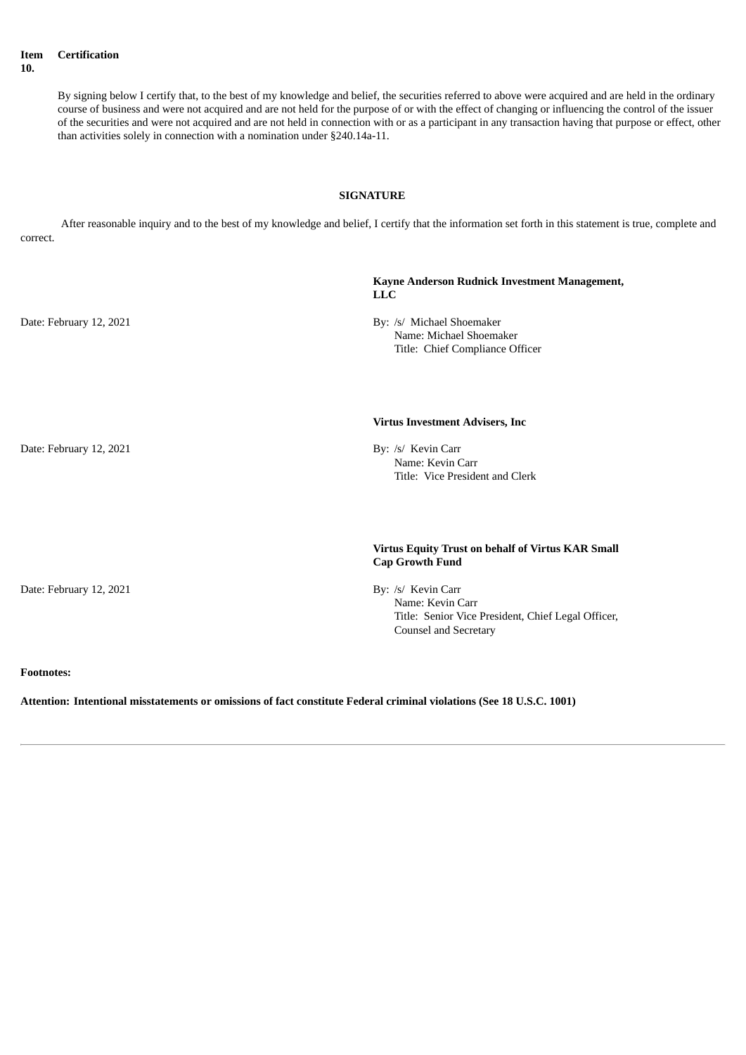**Item 10. Certification**

By signing below I certify that, to the best of my knowledge and belief, the securities referred to above were acquired and are held in the ordinary course of business and were not acquired and are not held for the purpose of or with the effect of changing or influencing the control of the issuer of the securities and were not acquired and are not held in connection with or as a participant in any transaction having that purpose or effect, other than activities solely in connection with a nomination under §240.14a-11.

**SIGNATURE**

After reasonable inquiry and to the best of my knowledge and belief, I certify that the information set forth in this statement is true, complete and correct.

**Kayne Anderson Rudnick Investment Management, LLC**

Date: February 12, 2021

By: /s/ Michael Shoemaker
Name: Michael Shoemaker
Title: Chief Compliance Officer

**Virtus Investment Advisers, Inc**

Date: February 12, 2021

By: /s/ Kevin Carr
Name: Kevin Carr
Title: Vice President and Clerk

**Virtus Equity Trust on behalf of Virtus KAR Small Cap Growth Fund**

Date: February 12, 2021

By: /s/ Kevin Carr
Name: Kevin Carr
Title: Senior Vice President, Chief Legal Officer, Counsel and Secretary

**Footnotes:**

**Attention: Intentional misstatements or omissions of fact constitute Federal criminal violations (See 18 U.S.C. 1001)**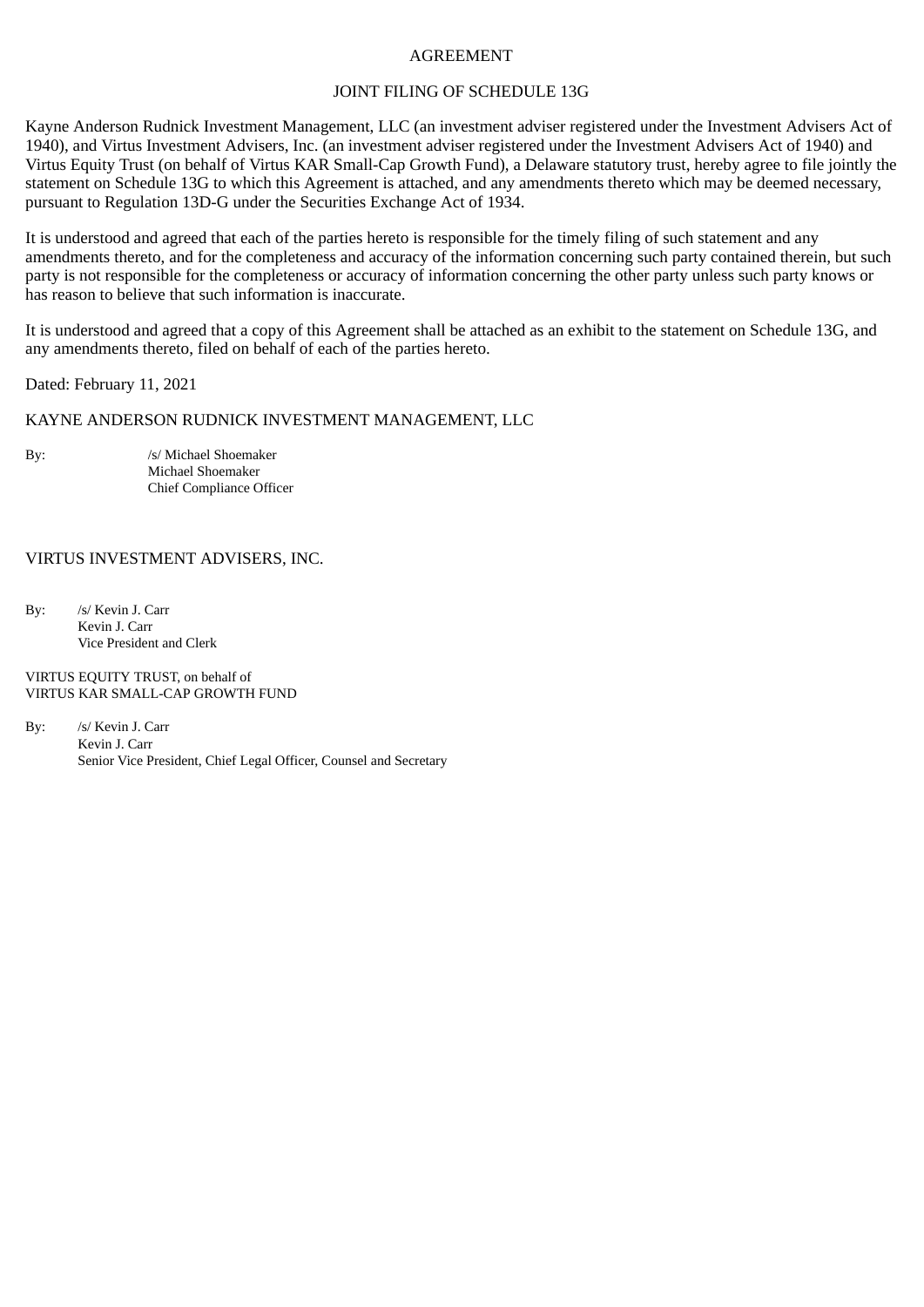# AGREEMENT

## JOINT FILING OF SCHEDULE 13G

Kayne Anderson Rudnick Investment Management, LLC (an investment adviser registered under the Investment Advisers Act of 1940), and Virtus Investment Advisers, Inc. (an investment adviser registered under the Investment Advisers Act of 1940) and Virtus Equity Trust (on behalf of Virtus KAR Small-Cap Growth Fund), a Delaware statutory trust, hereby agree to file jointly the statement on Schedule 13G to which this Agreement is attached, and any amendments thereto which may be deemed necessary, pursuant to Regulation 13D-G under the Securities Exchange Act of 1934.

It is understood and agreed that each of the parties hereto is responsible for the timely filing of such statement and any amendments thereto, and for the completeness and accuracy of the information concerning such party contained therein, but such party is not responsible for the completeness or accuracy of information concerning the other party unless such party knows or has reason to believe that such information is inaccurate.

It is understood and agreed that a copy of this Agreement shall be attached as an exhibit to the statement on Schedule 13G, and any amendments thereto, filed on behalf of each of the parties hereto.

Dated: February 11, 2021

KAYNE ANDERSON RUDNICK INVESTMENT MANAGEMENT, LLC

By: /s/ Michael Shoemaker
Michael Shoemaker
Chief Compliance Officer

VIRTUS INVESTMENT ADVISERS, INC.

By: /s/ Kevin J. Carr
Kevin J. Carr
Vice President and Clerk

VIRTUS EQUITY TRUST, on behalf of
VIRTUS KAR SMALL-CAP GROWTH FUND

By: /s/ Kevin J. Carr
Kevin J. Carr
Senior Vice President, Chief Legal Officer, Counsel and Secretary